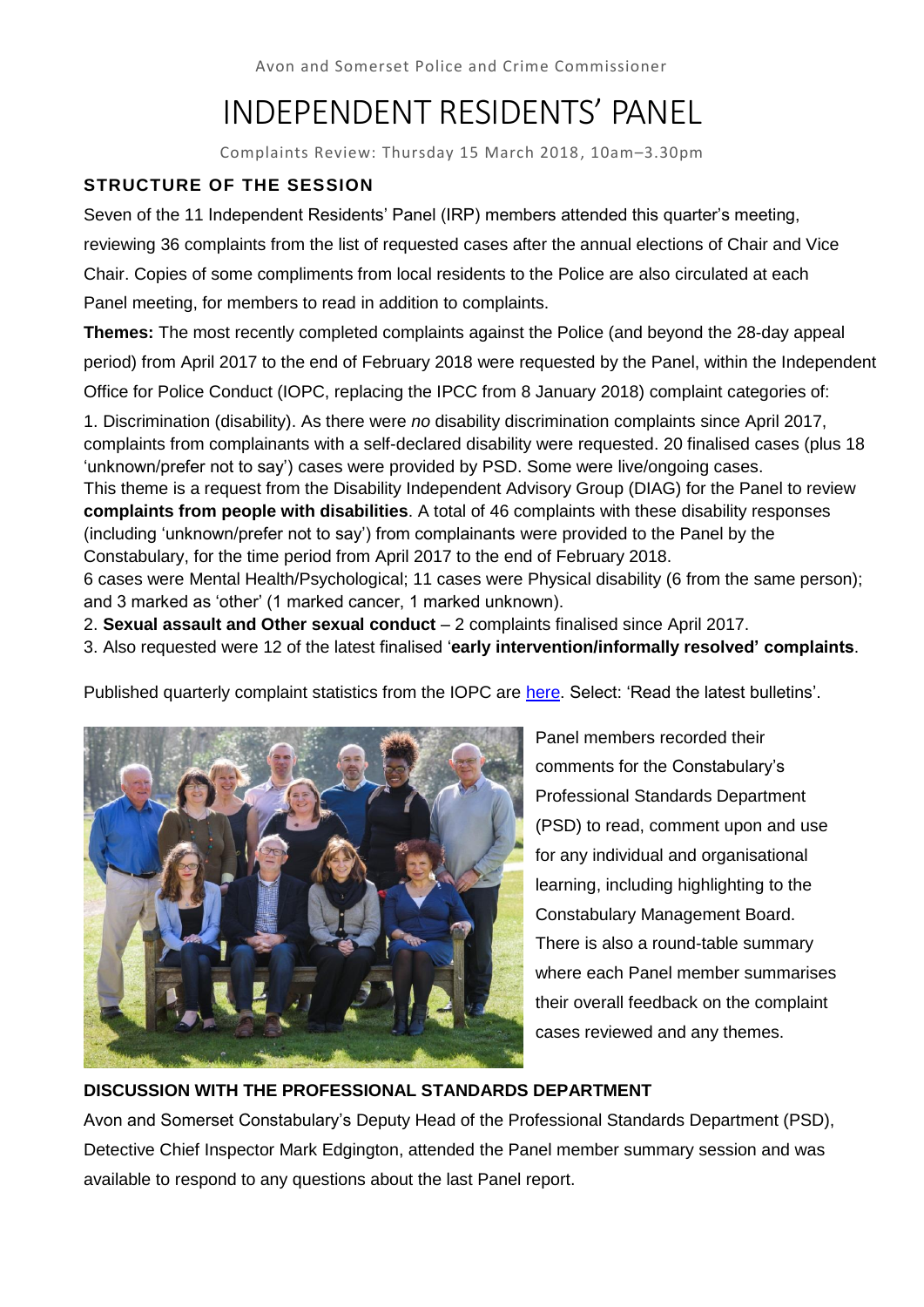Avon and Somerset Police and Crime Commissioner

# INDEPENDENT RESIDENTS' PANEL

Complaints Review: Thursday 15 March 2018, 10am–3.30pm

## STRUCTURE OF THE SESSION

Seven of the 11 Independent Residents' Panel (IRP) members attended this quarter's meeting, reviewing 36 complaints from the list of requested cases after the annual elections of Chair and Vice Chair. Copies of some compliments from local residents to the Police are also circulated at each Panel meeting, for members to read in addition to complaints.

**Themes:** The most recently completed complaints against the Police (and beyond the 28-day appeal period) from April 2017 to the end of February 2018 were requested by the Panel, within the Independent Office for Police Conduct (IOPC, replacing the IPCC from 8 January 2018) complaint categories of:

1. Discrimination (disability). As there were *no* disability discrimination complaints since April 2017, complaints from complainants with a self-declared disability were requested. 20 finalised cases (plus 18 'unknown/prefer not to say') cases were provided by PSD. Some were live/ongoing cases.
This theme is a request from the Disability Independent Advisory Group (DIAG) for the Panel to review **complaints from people with disabilities**. A total of 46 complaints with these disability responses (including 'unknown/prefer not to say') from complainants were provided to the Panel by the Constabulary, for the time period from April 2017 to the end of February 2018.
6 cases were Mental Health/Psychological; 11 cases were Physical disability (6 from the same person); and 3 marked as 'other' (1 marked cancer, 1 marked unknown).
2. **Sexual assault and Other sexual conduct** – 2 complaints finalised since April 2017.
3. Also requested were 12 of the latest finalised '**early intervention/informally resolved' complaints**.

Published quarterly complaint statistics from the IOPC are [here](). Select: 'Read the latest bulletins'.

Panel members recorded their comments for the Constabulary's Professional Standards Department (PSD) to read, comment upon and use for any individual and organisational learning, including highlighting to the Constabulary Management Board. There is also a round-table summary where each Panel member summarises their overall feedback on the complaint cases reviewed and any themes.

### DISCUSSION WITH THE PROFESSIONAL STANDARDS DEPARTMENT

Avon and Somerset Constabulary's Deputy Head of the Professional Standards Department (PSD), Detective Chief Inspector Mark Edgington, attended the Panel member summary session and was available to respond to any questions about the last Panel report.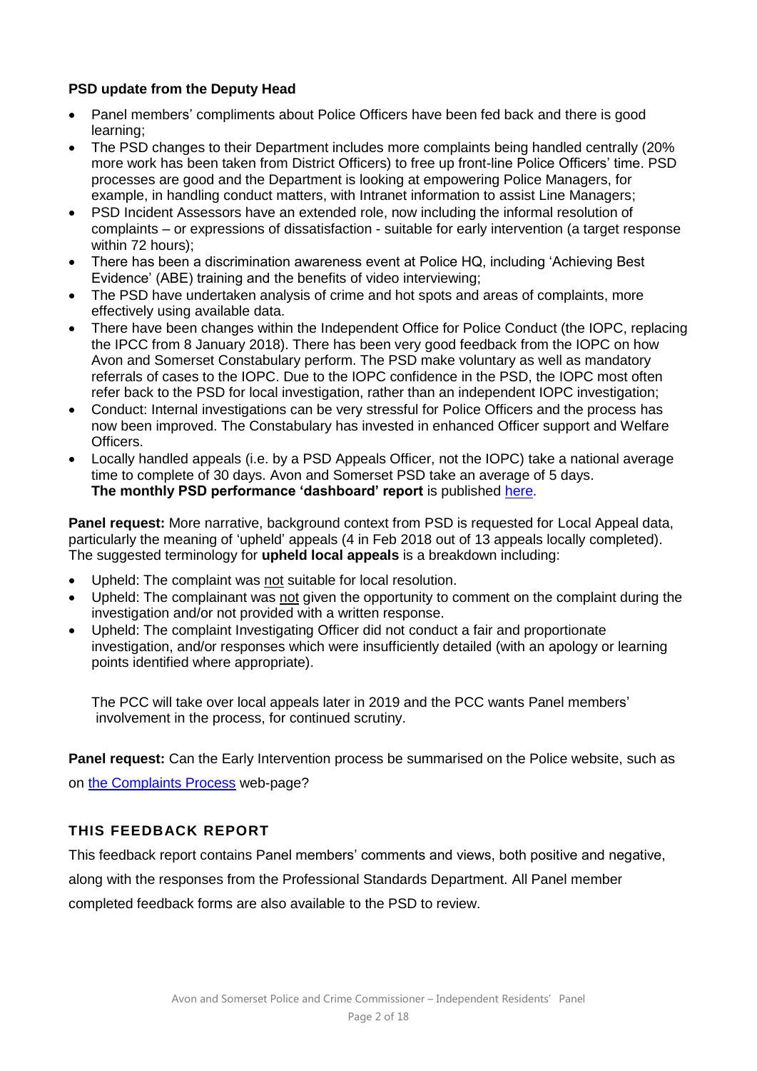**PSD update from the Deputy Head**

- Panel members' compliments about Police Officers have been fed back and there is good learning;
- The PSD changes to their Department includes more complaints being handled centrally (20% more work has been taken from District Officers) to free up front-line Police Officers' time. PSD processes are good and the Department is looking at empowering Police Managers, for example, in handling conduct matters, with Intranet information to assist Line Managers;
- PSD Incident Assessors have an extended role, now including the informal resolution of complaints – or expressions of dissatisfaction - suitable for early intervention (a target response within 72 hours);
- There has been a discrimination awareness event at Police HQ, including 'Achieving Best Evidence' (ABE) training and the benefits of video interviewing;
- The PSD have undertaken analysis of crime and hot spots and areas of complaints, more effectively using available data.
- There have been changes within the Independent Office for Police Conduct (the IOPC, replacing the IPCC from 8 January 2018). There has been very good feedback from the IOPC on how Avon and Somerset Constabulary perform. The PSD make voluntary as well as mandatory referrals of cases to the IOPC. Due to the IOPC confidence in the PSD, the IOPC most often refer back to the PSD for local investigation, rather than an independent IOPC investigation;
- Conduct: Internal investigations can be very stressful for Police Officers and the process has now been improved. The Constabulary has invested in enhanced Officer support and Welfare Officers.
- Locally handled appeals (i.e. by a PSD Appeals Officer, not the IOPC) take a national average time to complete of 30 days. Avon and Somerset PSD take an average of 5 days.
  **The monthly PSD performance 'dashboard' report** is published here.

**Panel request:** More narrative, background context from PSD is requested for Local Appeal data, particularly the meaning of 'upheld' appeals (4 in Feb 2018 out of 13 appeals locally completed). The suggested terminology for **upheld local appeals** is a breakdown including:

- Upheld: The complaint was not suitable for local resolution.
- Upheld: The complainant was not given the opportunity to comment on the complaint during the investigation and/or not provided with a written response.
- Upheld: The complaint Investigating Officer did not conduct a fair and proportionate investigation, and/or responses which were insufficiently detailed (with an apology or learning points identified where appropriate).

The PCC will take over local appeals later in 2019 and the PCC wants Panel members' involvement in the process, for continued scrutiny.

**Panel request:** Can the Early Intervention process be summarised on the Police website, such as on the Complaints Process web-page?

## THIS FEEDBACK REPORT

This feedback report contains Panel members' comments and views, both positive and negative, along with the responses from the Professional Standards Department. All Panel member completed feedback forms are also available to the PSD to review.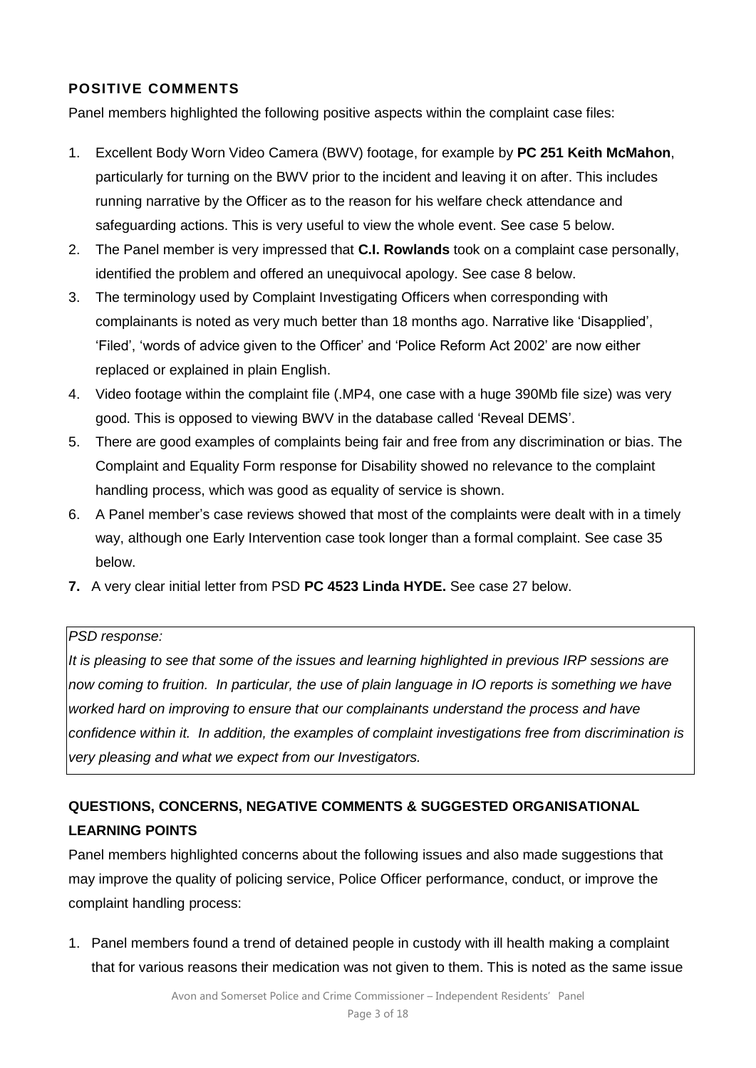## POSITIVE COMMENTS

Panel members highlighted the following positive aspects within the complaint case files:

1. Excellent Body Worn Video Camera (BWV) footage, for example by **PC 251 Keith McMahon**, particularly for turning on the BWV prior to the incident and leaving it on after. This includes running narrative by the Officer as to the reason for his welfare check attendance and safeguarding actions. This is very useful to view the whole event. See case 5 below.
2. The Panel member is very impressed that **C.I. Rowlands** took on a complaint case personally, identified the problem and offered an unequivocal apology. See case 8 below.
3. The terminology used by Complaint Investigating Officers when corresponding with complainants is noted as very much better than 18 months ago. Narrative like 'Disapplied', 'Filed', 'words of advice given to the Officer' and 'Police Reform Act 2002' are now either replaced or explained in plain English.
4. Video footage within the complaint file (.MP4, one case with a huge 390Mb file size) was very good. This is opposed to viewing BWV in the database called 'Reveal DEMS'.
5. There are good examples of complaints being fair and free from any discrimination or bias. The Complaint and Equality Form response for Disability showed no relevance to the complaint handling process, which was good as equality of service is shown.
6. A Panel member's case reviews showed that most of the complaints were dealt with in a timely way, although one Early Intervention case took longer than a formal complaint. See case 35 below.
7. A very clear initial letter from PSD **PC 4523 Linda HYDE.** See case 27 below.

*PSD response:*

*It is pleasing to see that some of the issues and learning highlighted in previous IRP sessions are now coming to fruition. In particular, the use of plain language in IO reports is something we have worked hard on improving to ensure that our complainants understand the process and have confidence within it. In addition, the examples of complaint investigations free from discrimination is very pleasing and what we expect from our Investigators.*

## QUESTIONS, CONCERNS, NEGATIVE COMMENTS & SUGGESTED ORGANISATIONAL LEARNING POINTS

Panel members highlighted concerns about the following issues and also made suggestions that may improve the quality of policing service, Police Officer performance, conduct, or improve the complaint handling process:

1. Panel members found a trend of detained people in custody with ill health making a complaint that for various reasons their medication was not given to them. This is noted as the same issue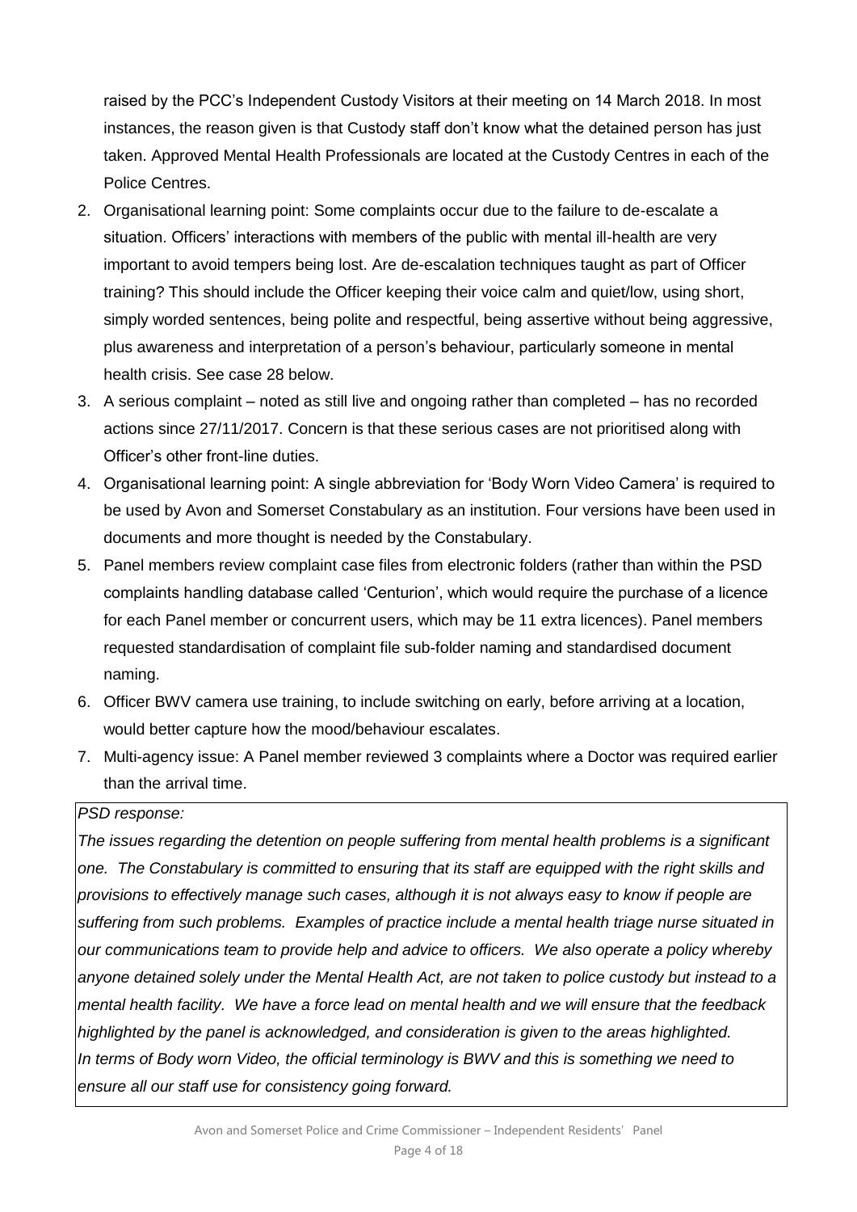raised by the PCC's Independent Custody Visitors at their meeting on 14 March 2018. In most instances, the reason given is that Custody staff don't know what the detained person has just taken. Approved Mental Health Professionals are located at the Custody Centres in each of the Police Centres.

2. Organisational learning point: Some complaints occur due to the failure to de-escalate a situation. Officers' interactions with members of the public with mental ill-health are very important to avoid tempers being lost. Are de-escalation techniques taught as part of Officer training? This should include the Officer keeping their voice calm and quiet/low, using short, simply worded sentences, being polite and respectful, being assertive without being aggressive, plus awareness and interpretation of a person's behaviour, particularly someone in mental health crisis. See case 28 below.
3. A serious complaint – noted as still live and ongoing rather than completed – has no recorded actions since 27/11/2017. Concern is that these serious cases are not prioritised along with Officer's other front-line duties.
4. Organisational learning point: A single abbreviation for 'Body Worn Video Camera' is required to be used by Avon and Somerset Constabulary as an institution. Four versions have been used in documents and more thought is needed by the Constabulary.
5. Panel members review complaint case files from electronic folders (rather than within the PSD complaints handling database called 'Centurion', which would require the purchase of a licence for each Panel member or concurrent users, which may be 11 extra licences). Panel members requested standardisation of complaint file sub-folder naming and standardised document naming.
6. Officer BWV camera use training, to include switching on early, before arriving at a location, would better capture how the mood/behaviour escalates.
7. Multi-agency issue: A Panel member reviewed 3 complaints where a Doctor was required earlier than the arrival time.

*PSD response:*

*The issues regarding the detention on people suffering from mental health problems is a significant one. The Constabulary is committed to ensuring that its staff are equipped with the right skills and provisions to effectively manage such cases, although it is not always easy to know if people are suffering from such problems. Examples of practice include a mental health triage nurse situated in our communications team to provide help and advice to officers. We also operate a policy whereby anyone detained solely under the Mental Health Act, are not taken to police custody but instead to a mental health facility. We have a force lead on mental health and we will ensure that the feedback highlighted by the panel is acknowledged, and consideration is given to the areas highlighted. In terms of Body worn Video, the official terminology is BWV and this is something we need to ensure all our staff use for consistency going forward.*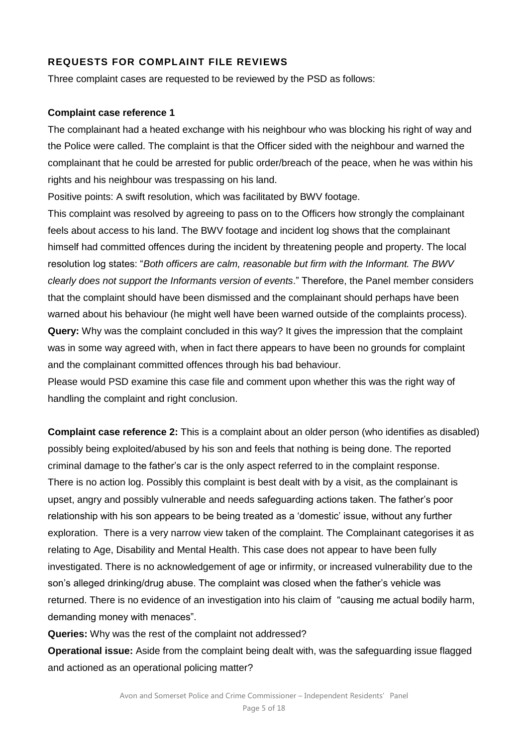## REQUESTS FOR COMPLAINT FILE REVIEWS

Three complaint cases are requested to be reviewed by the PSD as follows:

**Complaint case reference 1**

The complainant had a heated exchange with his neighbour who was blocking his right of way and the Police were called. The complaint is that the Officer sided with the neighbour and warned the complainant that he could be arrested for public order/breach of the peace, when he was within his rights and his neighbour was trespassing on his land.

Positive points: A swift resolution, which was facilitated by BWV footage.

This complaint was resolved by agreeing to pass on to the Officers how strongly the complainant feels about access to his land. The BWV footage and incident log shows that the complainant himself had committed offences during the incident by threatening people and property. The local resolution log states: "*Both officers are calm, reasonable but firm with the Informant. The BWV clearly does not support the Informants version of events*." Therefore, the Panel member considers that the complaint should have been dismissed and the complainant should perhaps have been warned about his behaviour (he might well have been warned outside of the complaints process).

**Query:** Why was the complaint concluded in this way? It gives the impression that the complaint was in some way agreed with, when in fact there appears to have been no grounds for complaint and the complainant committed offences through his bad behaviour.

Please would PSD examine this case file and comment upon whether this was the right way of handling the complaint and right conclusion.

**Complaint case reference 2:** This is a complaint about an older person (who identifies as disabled) possibly being exploited/abused by his son and feels that nothing is being done. The reported criminal damage to the father's car is the only aspect referred to in the complaint response. There is no action log. Possibly this complaint is best dealt with by a visit, as the complainant is upset, angry and possibly vulnerable and needs safeguarding actions taken. The father's poor relationship with his son appears to be being treated as a 'domestic' issue, without any further exploration. There is a very narrow view taken of the complaint. The Complainant categorises it as relating to Age, Disability and Mental Health. This case does not appear to have been fully investigated. There is no acknowledgement of age or infirmity, or increased vulnerability due to the son's alleged drinking/drug abuse. The complaint was closed when the father's vehicle was returned. There is no evidence of an investigation into his claim of "causing me actual bodily harm, demanding money with menaces".

**Queries:** Why was the rest of the complaint not addressed?

**Operational issue:** Aside from the complaint being dealt with, was the safeguarding issue flagged and actioned as an operational policing matter?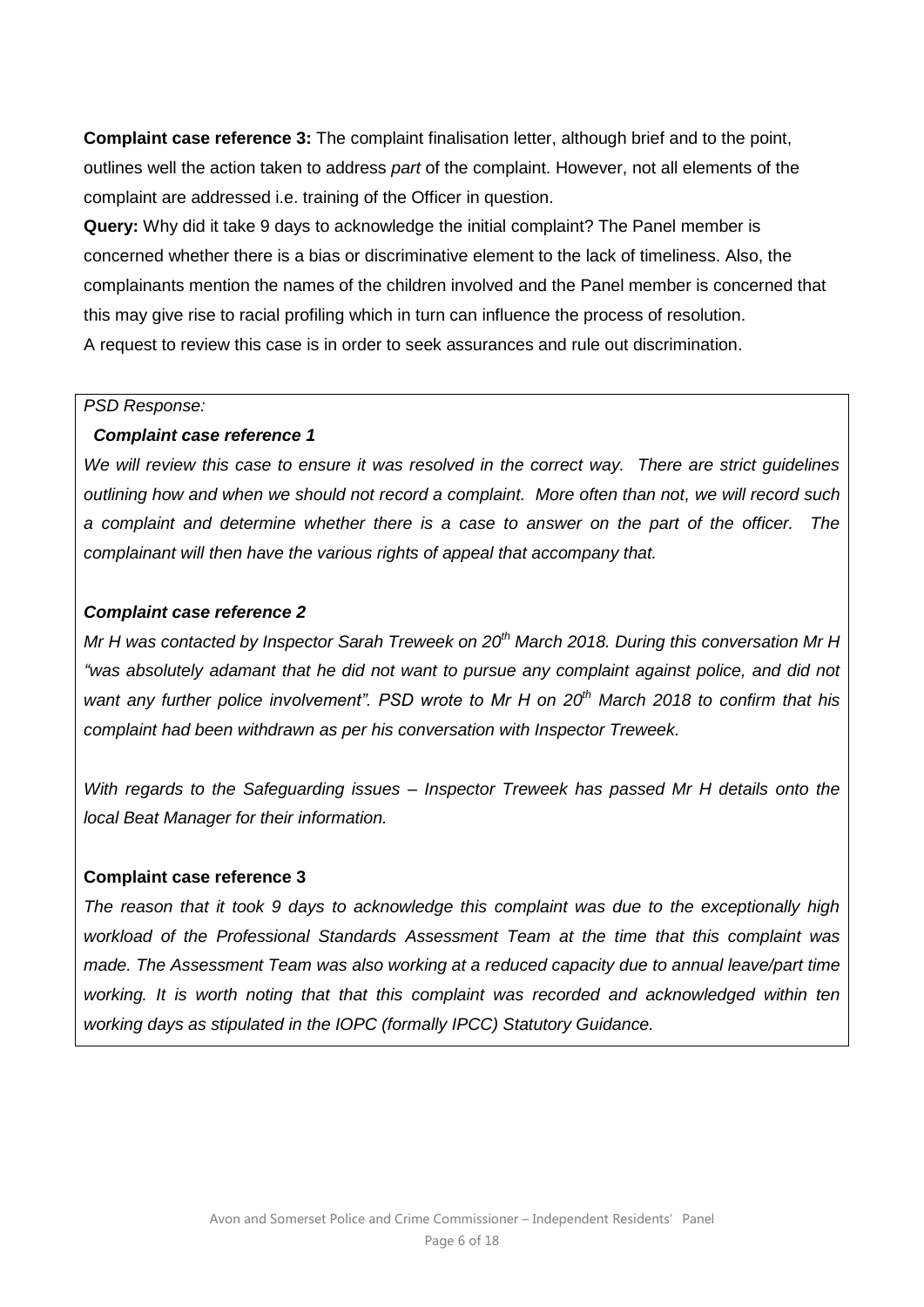**Complaint case reference 3:** The complaint finalisation letter, although brief and to the point, outlines well the action taken to address *part* of the complaint. However, not all elements of the complaint are addressed i.e. training of the Officer in question.

**Query:** Why did it take 9 days to acknowledge the initial complaint? The Panel member is concerned whether there is a bias or discriminative element to the lack of timeliness. Also, the complainants mention the names of the children involved and the Panel member is concerned that this may give rise to racial profiling which in turn can influence the process of resolution.

A request to review this case is in order to seek assurances and rule out discrimination.

*PSD Response:*

***Complaint case reference 1***

*We will review this case to ensure it was resolved in the correct way. There are strict guidelines outlining how and when we should not record a complaint. More often than not, we will record such a complaint and determine whether there is a case to answer on the part of the officer. The complainant will then have the various rights of appeal that accompany that.*

***Complaint case reference 2***

*Mr H was contacted by Inspector Sarah Treweek on 20th March 2018. During this conversation Mr H "was absolutely adamant that he did not want to pursue any complaint against police, and did not want any further police involvement". PSD wrote to Mr H on 20th March 2018 to confirm that his complaint had been withdrawn as per his conversation with Inspector Treweek.*

*With regards to the Safeguarding issues – Inspector Treweek has passed Mr H details onto the local Beat Manager for their information.*

**Complaint case reference 3**

*The reason that it took 9 days to acknowledge this complaint was due to the exceptionally high workload of the Professional Standards Assessment Team at the time that this complaint was made. The Assessment Team was also working at a reduced capacity due to annual leave/part time working. It is worth noting that that this complaint was recorded and acknowledged within ten working days as stipulated in the IOPC (formally IPCC) Statutory Guidance.*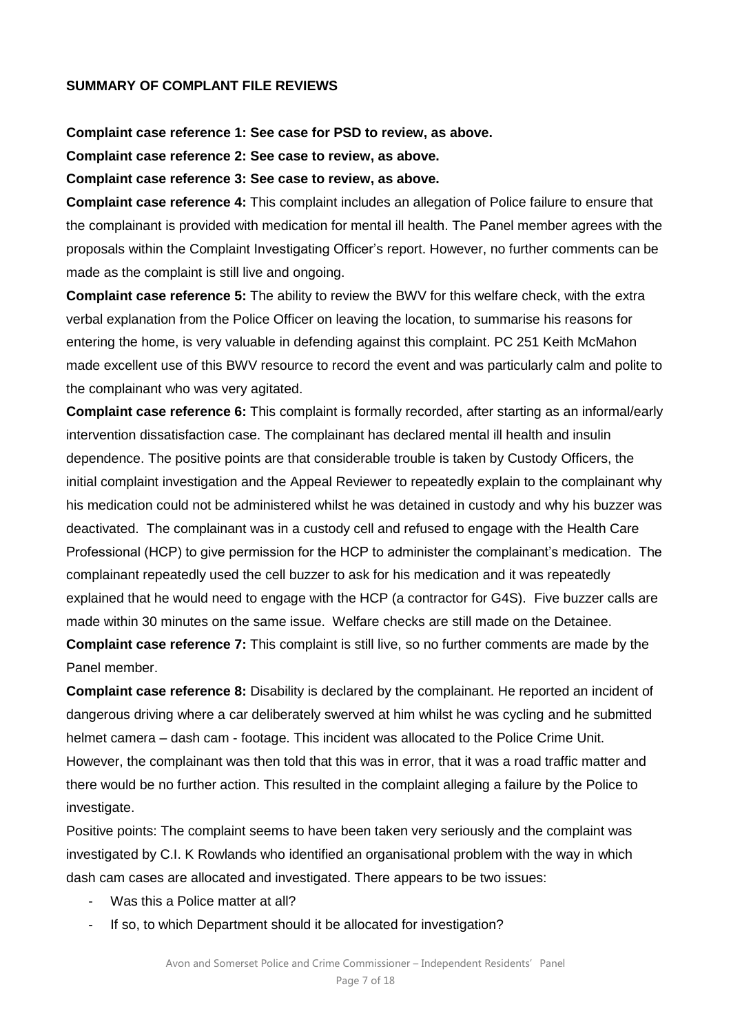**SUMMARY OF COMPLANT FILE REVIEWS**

**Complaint case reference 1: See case for PSD to review, as above.**

**Complaint case reference 2: See case to review, as above.**

**Complaint case reference 3: See case to review, as above.**

**Complaint case reference 4:** This complaint includes an allegation of Police failure to ensure that the complainant is provided with medication for mental ill health. The Panel member agrees with the proposals within the Complaint Investigating Officer's report. However, no further comments can be made as the complaint is still live and ongoing.

**Complaint case reference 5:** The ability to review the BWV for this welfare check, with the extra verbal explanation from the Police Officer on leaving the location, to summarise his reasons for entering the home, is very valuable in defending against this complaint. PC 251 Keith McMahon made excellent use of this BWV resource to record the event and was particularly calm and polite to the complainant who was very agitated.

**Complaint case reference 6:** This complaint is formally recorded, after starting as an informal/early intervention dissatisfaction case. The complainant has declared mental ill health and insulin dependence. The positive points are that considerable trouble is taken by Custody Officers, the initial complaint investigation and the Appeal Reviewer to repeatedly explain to the complainant why his medication could not be administered whilst he was detained in custody and why his buzzer was deactivated. The complainant was in a custody cell and refused to engage with the Health Care Professional (HCP) to give permission for the HCP to administer the complainant's medication. The complainant repeatedly used the cell buzzer to ask for his medication and it was repeatedly explained that he would need to engage with the HCP (a contractor for G4S). Five buzzer calls are made within 30 minutes on the same issue. Welfare checks are still made on the Detainee.

**Complaint case reference 7:** This complaint is still live, so no further comments are made by the Panel member.

**Complaint case reference 8:** Disability is declared by the complainant. He reported an incident of dangerous driving where a car deliberately swerved at him whilst he was cycling and he submitted helmet camera – dash cam - footage. This incident was allocated to the Police Crime Unit. However, the complainant was then told that this was in error, that it was a road traffic matter and there would be no further action. This resulted in the complaint alleging a failure by the Police to investigate.

Positive points: The complaint seems to have been taken very seriously and the complaint was investigated by C.I. K Rowlands who identified an organisational problem with the way in which dash cam cases are allocated and investigated. There appears to be two issues:

- Was this a Police matter at all?
- If so, to which Department should it be allocated for investigation?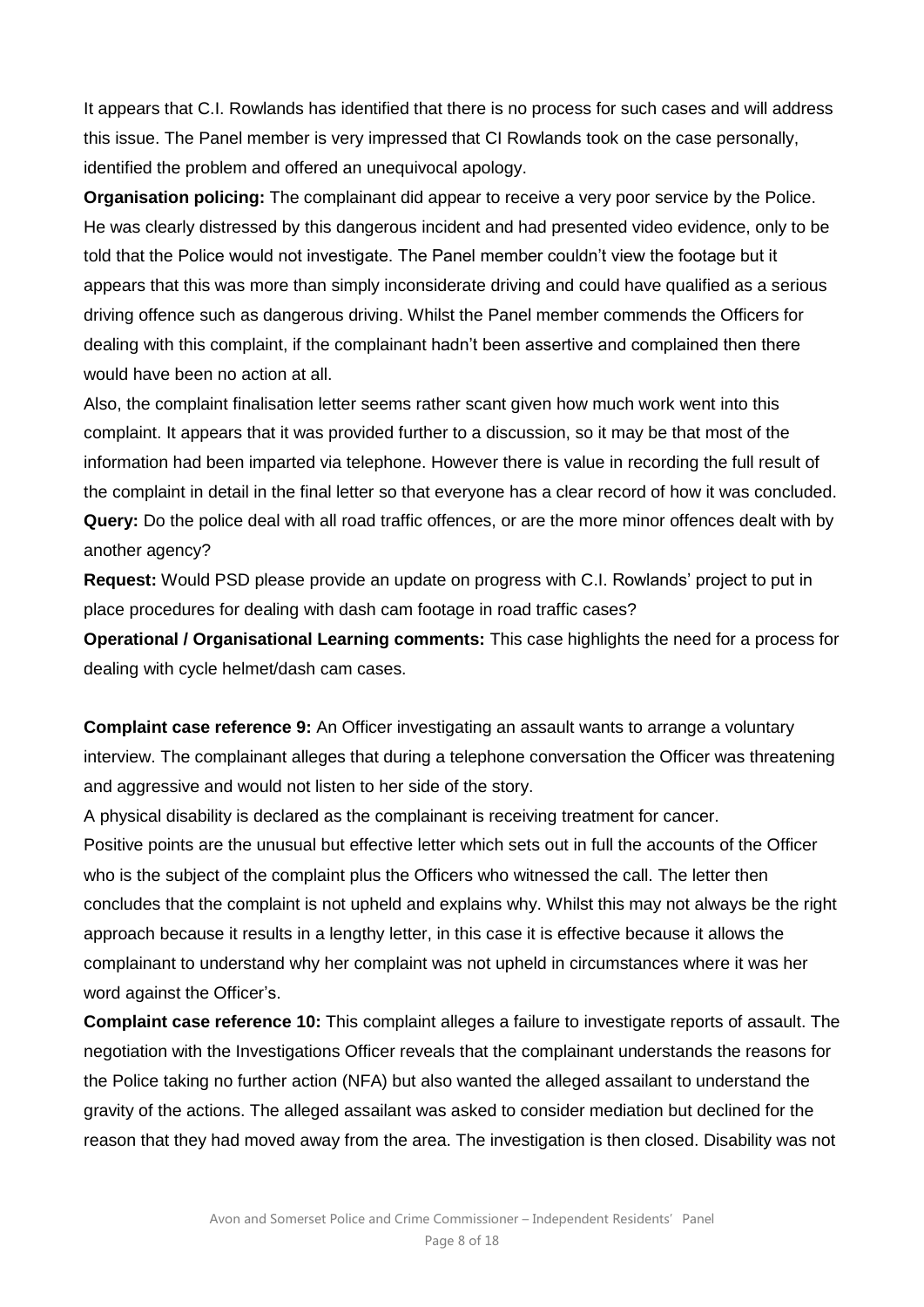It appears that C.I. Rowlands has identified that there is no process for such cases and will address this issue. The Panel member is very impressed that CI Rowlands took on the case personally, identified the problem and offered an unequivocal apology.

**Organisation policing:** The complainant did appear to receive a very poor service by the Police. He was clearly distressed by this dangerous incident and had presented video evidence, only to be told that the Police would not investigate. The Panel member couldn't view the footage but it appears that this was more than simply inconsiderate driving and could have qualified as a serious driving offence such as dangerous driving. Whilst the Panel member commends the Officers for dealing with this complaint, if the complainant hadn't been assertive and complained then there would have been no action at all.

Also, the complaint finalisation letter seems rather scant given how much work went into this complaint. It appears that it was provided further to a discussion, so it may be that most of the information had been imparted via telephone. However there is value in recording the full result of the complaint in detail in the final letter so that everyone has a clear record of how it was concluded.

**Query:** Do the police deal with all road traffic offences, or are the more minor offences dealt with by another agency?

**Request:** Would PSD please provide an update on progress with C.I. Rowlands' project to put in place procedures for dealing with dash cam footage in road traffic cases?

**Operational / Organisational Learning comments:** This case highlights the need for a process for dealing with cycle helmet/dash cam cases.

**Complaint case reference 9:** An Officer investigating an assault wants to arrange a voluntary interview. The complainant alleges that during a telephone conversation the Officer was threatening and aggressive and would not listen to her side of the story.

A physical disability is declared as the complainant is receiving treatment for cancer.

Positive points are the unusual but effective letter which sets out in full the accounts of the Officer who is the subject of the complaint plus the Officers who witnessed the call. The letter then concludes that the complaint is not upheld and explains why. Whilst this may not always be the right approach because it results in a lengthy letter, in this case it is effective because it allows the complainant to understand why her complaint was not upheld in circumstances where it was her word against the Officer's.

**Complaint case reference 10:** This complaint alleges a failure to investigate reports of assault. The negotiation with the Investigations Officer reveals that the complainant understands the reasons for the Police taking no further action (NFA) but also wanted the alleged assailant to understand the gravity of the actions. The alleged assailant was asked to consider mediation but declined for the reason that they had moved away from the area. The investigation is then closed. Disability was not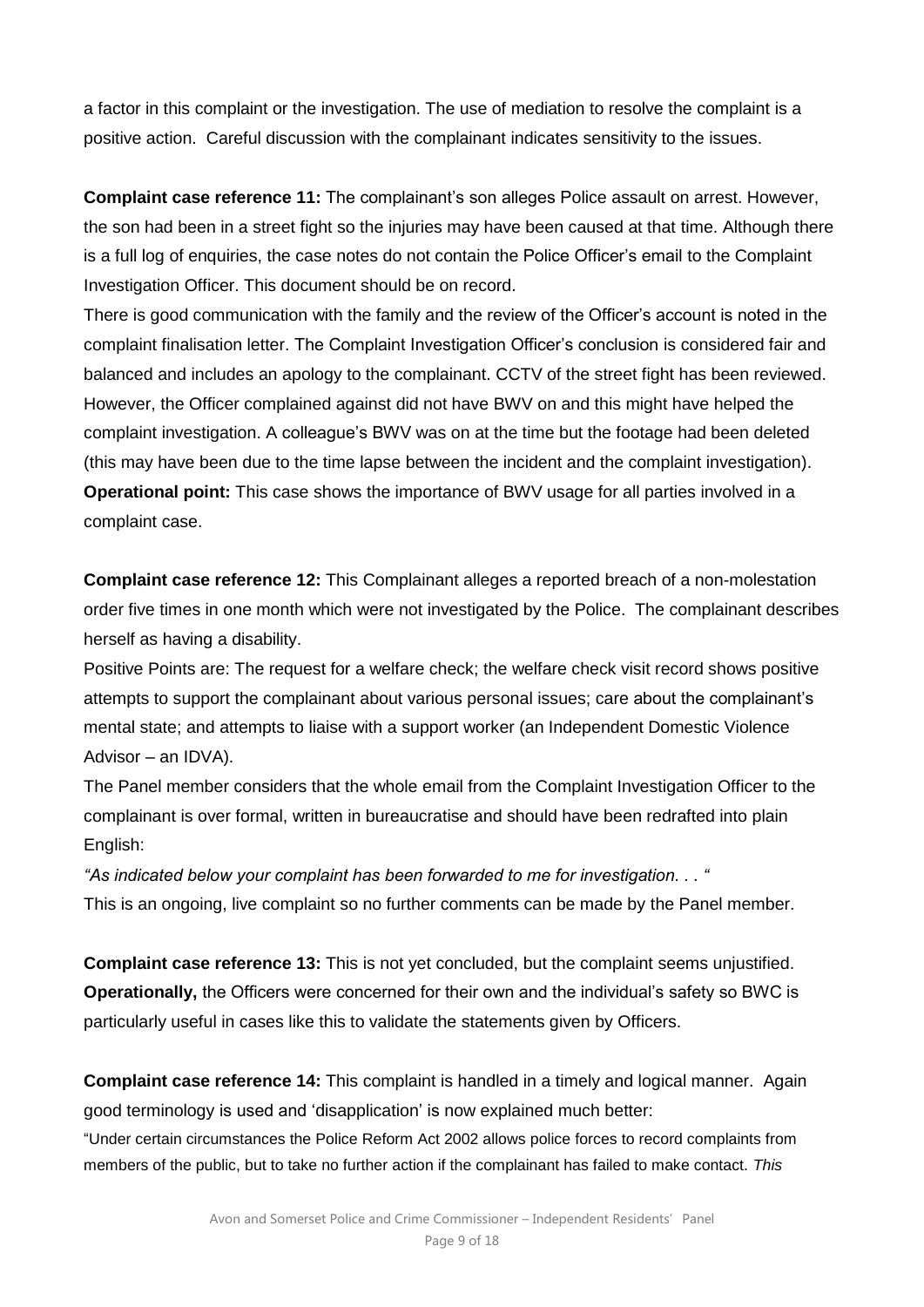a factor in this complaint or the investigation. The use of mediation to resolve the complaint is a positive action. Careful discussion with the complainant indicates sensitivity to the issues.

**Complaint case reference 11:** The complainant's son alleges Police assault on arrest. However, the son had been in a street fight so the injuries may have been caused at that time. Although there is a full log of enquiries, the case notes do not contain the Police Officer's email to the Complaint Investigation Officer. This document should be on record.

There is good communication with the family and the review of the Officer's account is noted in the complaint finalisation letter. The Complaint Investigation Officer's conclusion is considered fair and balanced and includes an apology to the complainant. CCTV of the street fight has been reviewed. However, the Officer complained against did not have BWV on and this might have helped the complaint investigation. A colleague's BWV was on at the time but the footage had been deleted (this may have been due to the time lapse between the incident and the complaint investigation).

**Operational point:** This case shows the importance of BWV usage for all parties involved in a complaint case.

**Complaint case reference 12:** This Complainant alleges a reported breach of a non-molestation order five times in one month which were not investigated by the Police. The complainant describes herself as having a disability.

Positive Points are: The request for a welfare check; the welfare check visit record shows positive attempts to support the complainant about various personal issues; care about the complainant's mental state; and attempts to liaise with a support worker (an Independent Domestic Violence Advisor – an IDVA).

The Panel member considers that the whole email from the Complaint Investigation Officer to the complainant is over formal, written in bureaucratise and should have been redrafted into plain English:

*"As indicated below your complaint has been forwarded to me for investigation. . . "*

This is an ongoing, live complaint so no further comments can be made by the Panel member.

**Complaint case reference 13:** This is not yet concluded, but the complaint seems unjustified. **Operationally,** the Officers were concerned for their own and the individual's safety so BWC is particularly useful in cases like this to validate the statements given by Officers.

**Complaint case reference 14:** This complaint is handled in a timely and logical manner. Again good terminology is used and 'disapplication' is now explained much better:

"Under certain circumstances the Police Reform Act 2002 allows police forces to record complaints from members of the public, but to take no further action if the complainant has failed to make contact. *This*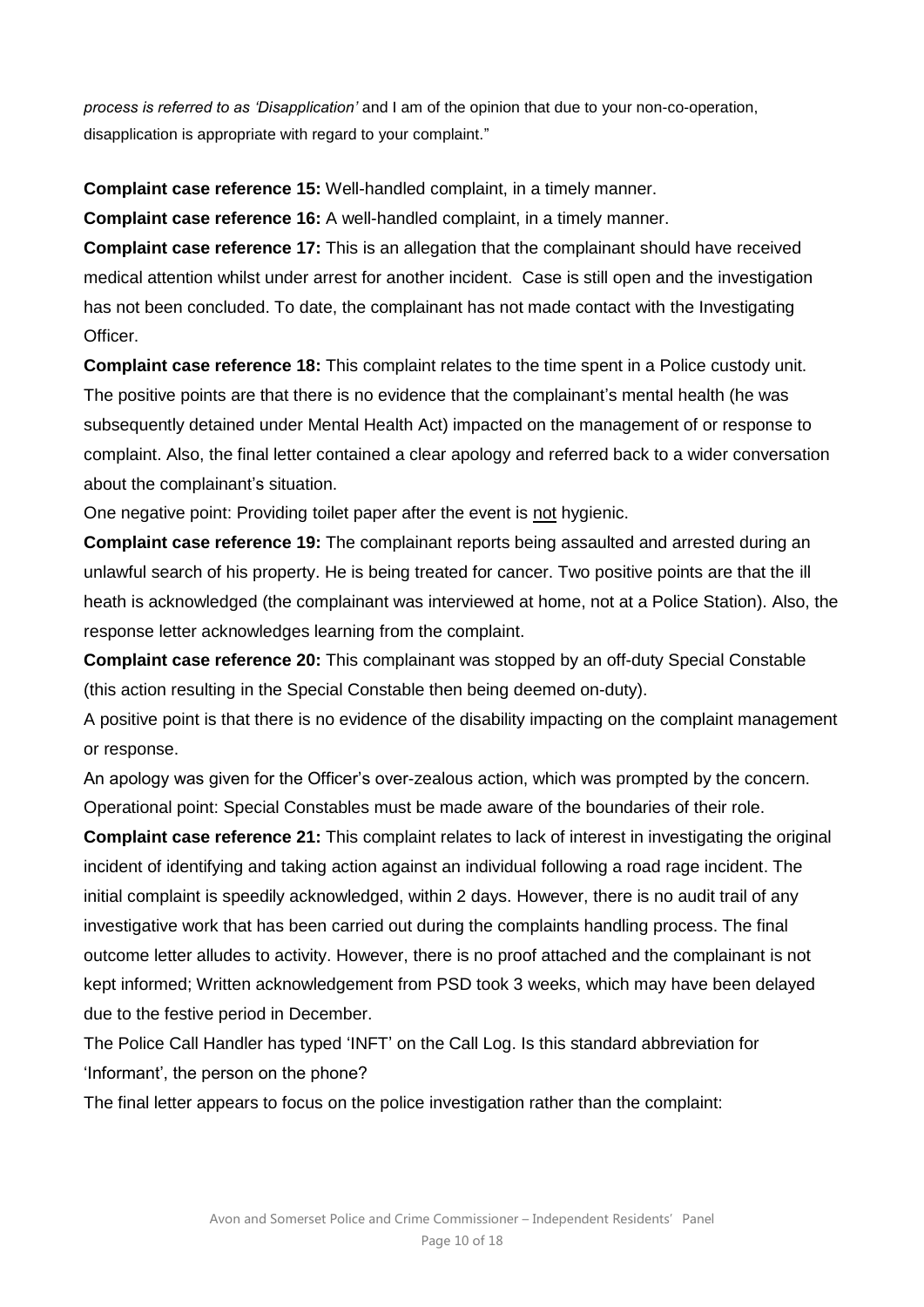*process is referred to as 'Disapplication'* and I am of the opinion that due to your non-co-operation, disapplication is appropriate with regard to your complaint."

**Complaint case reference 15:** Well-handled complaint, in a timely manner.

**Complaint case reference 16:** A well-handled complaint, in a timely manner.

**Complaint case reference 17:** This is an allegation that the complainant should have received medical attention whilst under arrest for another incident. Case is still open and the investigation has not been concluded. To date, the complainant has not made contact with the Investigating Officer.

**Complaint case reference 18:** This complaint relates to the time spent in a Police custody unit. The positive points are that there is no evidence that the complainant's mental health (he was subsequently detained under Mental Health Act) impacted on the management of or response to complaint. Also, the final letter contained a clear apology and referred back to a wider conversation about the complainant's situation.

One negative point: Providing toilet paper after the event is <u>not</u> hygienic.

**Complaint case reference 19:** The complainant reports being assaulted and arrested during an unlawful search of his property. He is being treated for cancer. Two positive points are that the ill heath is acknowledged (the complainant was interviewed at home, not at a Police Station). Also, the response letter acknowledges learning from the complaint.

**Complaint case reference 20:** This complainant was stopped by an off-duty Special Constable (this action resulting in the Special Constable then being deemed on-duty).

A positive point is that there is no evidence of the disability impacting on the complaint management or response.

An apology was given for the Officer's over-zealous action, which was prompted by the concern.

Operational point: Special Constables must be made aware of the boundaries of their role.

**Complaint case reference 21:** This complaint relates to lack of interest in investigating the original incident of identifying and taking action against an individual following a road rage incident. The initial complaint is speedily acknowledged, within 2 days. However, there is no audit trail of any investigative work that has been carried out during the complaints handling process. The final outcome letter alludes to activity. However, there is no proof attached and the complainant is not kept informed; Written acknowledgement from PSD took 3 weeks, which may have been delayed due to the festive period in December.

The Police Call Handler has typed 'INFT' on the Call Log. Is this standard abbreviation for 'Informant', the person on the phone?

The final letter appears to focus on the police investigation rather than the complaint: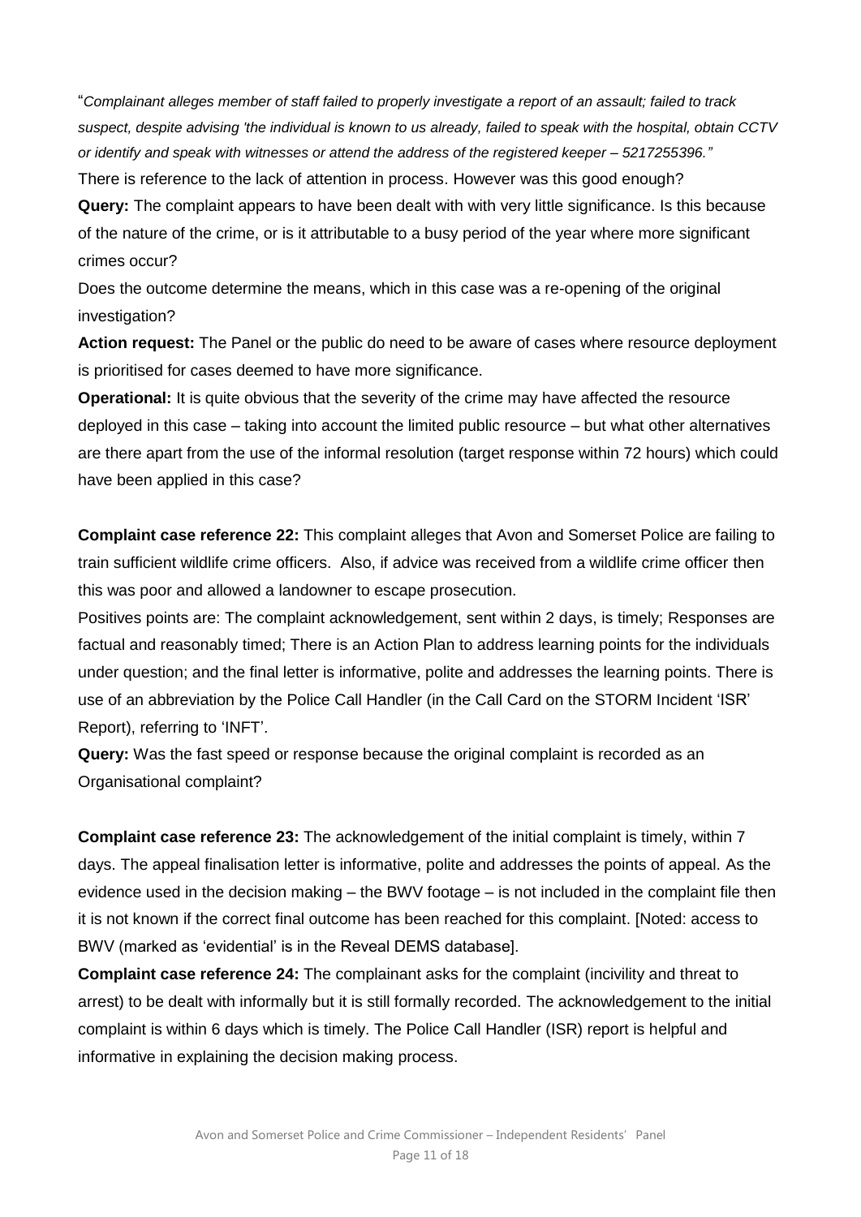"*Complainant alleges member of staff failed to properly investigate a report of an assault; failed to track suspect, despite advising 'the individual is known to us already, failed to speak with the hospital, obtain CCTV or identify and speak with witnesses or attend the address of the registered keeper – 5217255396."*

There is reference to the lack of attention in process. However was this good enough?

**Query:** The complaint appears to have been dealt with with very little significance. Is this because of the nature of the crime, or is it attributable to a busy period of the year where more significant crimes occur?

Does the outcome determine the means, which in this case was a re-opening of the original investigation?

**Action request:** The Panel or the public do need to be aware of cases where resource deployment is prioritised for cases deemed to have more significance.

**Operational:** It is quite obvious that the severity of the crime may have affected the resource deployed in this case – taking into account the limited public resource – but what other alternatives are there apart from the use of the informal resolution (target response within 72 hours) which could have been applied in this case?

**Complaint case reference 22:** This complaint alleges that Avon and Somerset Police are failing to train sufficient wildlife crime officers. Also, if advice was received from a wildlife crime officer then this was poor and allowed a landowner to escape prosecution.

Positives points are: The complaint acknowledgement, sent within 2 days, is timely; Responses are factual and reasonably timed; There is an Action Plan to address learning points for the individuals under question; and the final letter is informative, polite and addresses the learning points. There is use of an abbreviation by the Police Call Handler (in the Call Card on the STORM Incident 'ISR' Report), referring to 'INFT'.

**Query:** Was the fast speed or response because the original complaint is recorded as an Organisational complaint?

**Complaint case reference 23:** The acknowledgement of the initial complaint is timely, within 7 days. The appeal finalisation letter is informative, polite and addresses the points of appeal. As the evidence used in the decision making – the BWV footage – is not included in the complaint file then it is not known if the correct final outcome has been reached for this complaint. [Noted: access to BWV (marked as 'evidential' is in the Reveal DEMS database].

**Complaint case reference 24:** The complainant asks for the complaint (incivility and threat to arrest) to be dealt with informally but it is still formally recorded. The acknowledgement to the initial complaint is within 6 days which is timely. The Police Call Handler (ISR) report is helpful and informative in explaining the decision making process.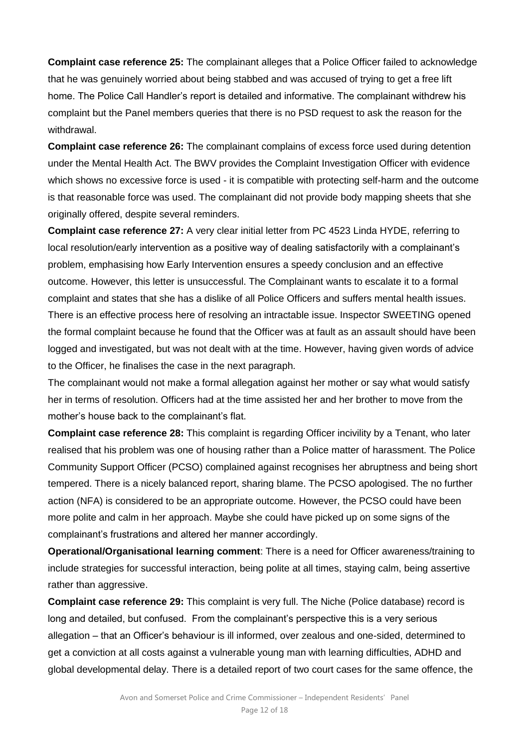**Complaint case reference 25:** The complainant alleges that a Police Officer failed to acknowledge that he was genuinely worried about being stabbed and was accused of trying to get a free lift home. The Police Call Handler's report is detailed and informative. The complainant withdrew his complaint but the Panel members queries that there is no PSD request to ask the reason for the withdrawal.

**Complaint case reference 26:** The complainant complains of excess force used during detention under the Mental Health Act. The BWV provides the Complaint Investigation Officer with evidence which shows no excessive force is used - it is compatible with protecting self-harm and the outcome is that reasonable force was used. The complainant did not provide body mapping sheets that she originally offered, despite several reminders.

**Complaint case reference 27:** A very clear initial letter from PC 4523 Linda HYDE, referring to local resolution/early intervention as a positive way of dealing satisfactorily with a complainant's problem, emphasising how Early Intervention ensures a speedy conclusion and an effective outcome. However, this letter is unsuccessful. The Complainant wants to escalate it to a formal complaint and states that she has a dislike of all Police Officers and suffers mental health issues. There is an effective process here of resolving an intractable issue. Inspector SWEETING opened the formal complaint because he found that the Officer was at fault as an assault should have been logged and investigated, but was not dealt with at the time. However, having given words of advice to the Officer, he finalises the case in the next paragraph.

The complainant would not make a formal allegation against her mother or say what would satisfy her in terms of resolution. Officers had at the time assisted her and her brother to move from the mother's house back to the complainant's flat.

**Complaint case reference 28:** This complaint is regarding Officer incivility by a Tenant, who later realised that his problem was one of housing rather than a Police matter of harassment. The Police Community Support Officer (PCSO) complained against recognises her abruptness and being short tempered. There is a nicely balanced report, sharing blame. The PCSO apologised. The no further action (NFA) is considered to be an appropriate outcome. However, the PCSO could have been more polite and calm in her approach. Maybe she could have picked up on some signs of the complainant's frustrations and altered her manner accordingly.

**Operational/Organisational learning comment**: There is a need for Officer awareness/training to include strategies for successful interaction, being polite at all times, staying calm, being assertive rather than aggressive.

**Complaint case reference 29:** This complaint is very full. The Niche (Police database) record is long and detailed, but confused. From the complainant's perspective this is a very serious allegation – that an Officer's behaviour is ill informed, over zealous and one-sided, determined to get a conviction at all costs against a vulnerable young man with learning difficulties, ADHD and global developmental delay. There is a detailed report of two court cases for the same offence, the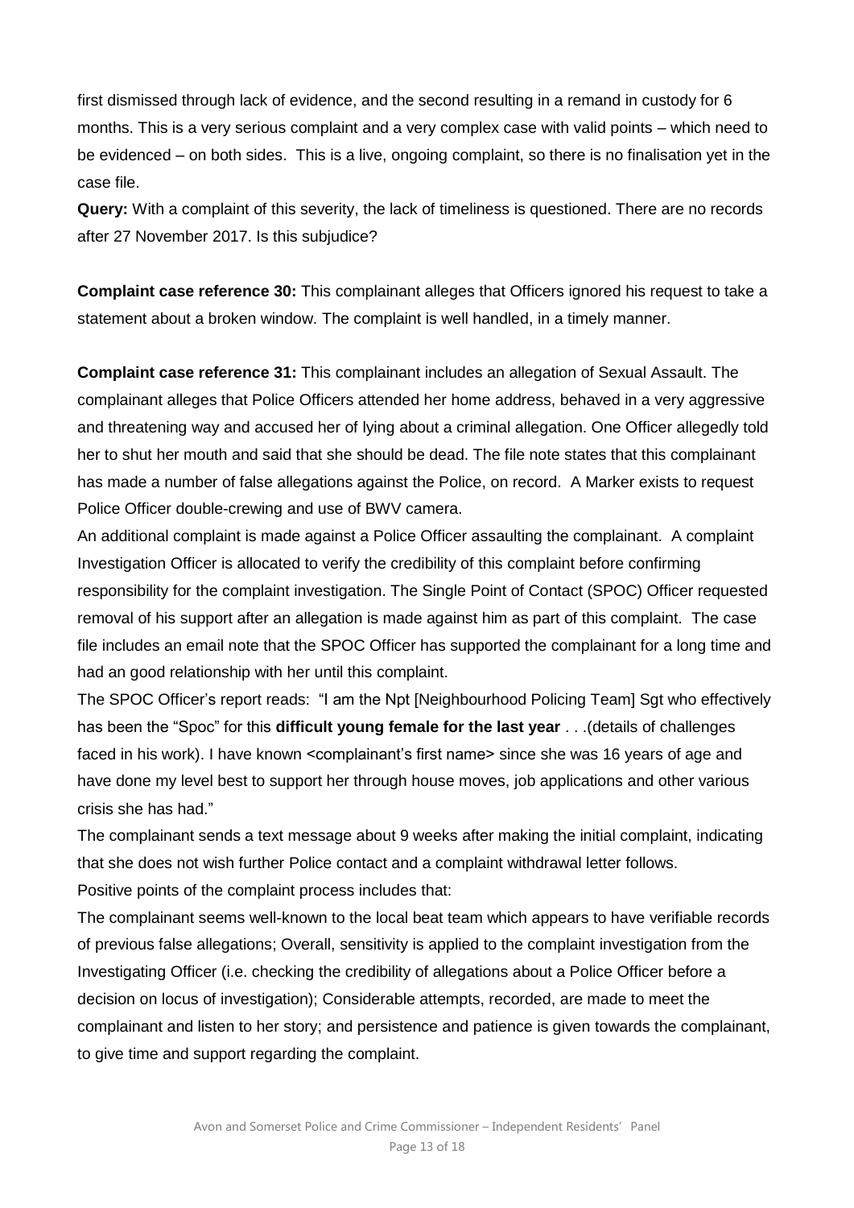first dismissed through lack of evidence, and the second resulting in a remand in custody for 6 months. This is a very serious complaint and a very complex case with valid points – which need to be evidenced – on both sides. This is a live, ongoing complaint, so there is no finalisation yet in the case file.

**Query:** With a complaint of this severity, the lack of timeliness is questioned. There are no records after 27 November 2017. Is this subjudice?

**Complaint case reference 30:** This complainant alleges that Officers ignored his request to take a statement about a broken window. The complaint is well handled, in a timely manner.

**Complaint case reference 31:** This complainant includes an allegation of Sexual Assault. The complainant alleges that Police Officers attended her home address, behaved in a very aggressive and threatening way and accused her of lying about a criminal allegation. One Officer allegedly told her to shut her mouth and said that she should be dead. The file note states that this complainant has made a number of false allegations against the Police, on record. A Marker exists to request Police Officer double-crewing and use of BWV camera.

An additional complaint is made against a Police Officer assaulting the complainant. A complaint Investigation Officer is allocated to verify the credibility of this complaint before confirming responsibility for the complaint investigation. The Single Point of Contact (SPOC) Officer requested removal of his support after an allegation is made against him as part of this complaint. The case file includes an email note that the SPOC Officer has supported the complainant for a long time and had an good relationship with her until this complaint.

The SPOC Officer's report reads: "I am the Npt [Neighbourhood Policing Team] Sgt who effectively has been the "Spoc" for this **difficult young female for the last year** . . .(details of challenges faced in his work). I have known <complainant's first name> since she was 16 years of age and have done my level best to support her through house moves, job applications and other various crisis she has had."

The complainant sends a text message about 9 weeks after making the initial complaint, indicating that she does not wish further Police contact and a complaint withdrawal letter follows.

Positive points of the complaint process includes that:

The complainant seems well-known to the local beat team which appears to have verifiable records of previous false allegations; Overall, sensitivity is applied to the complaint investigation from the Investigating Officer (i.e. checking the credibility of allegations about a Police Officer before a decision on locus of investigation); Considerable attempts, recorded, are made to meet the complainant and listen to her story; and persistence and patience is given towards the complainant, to give time and support regarding the complaint.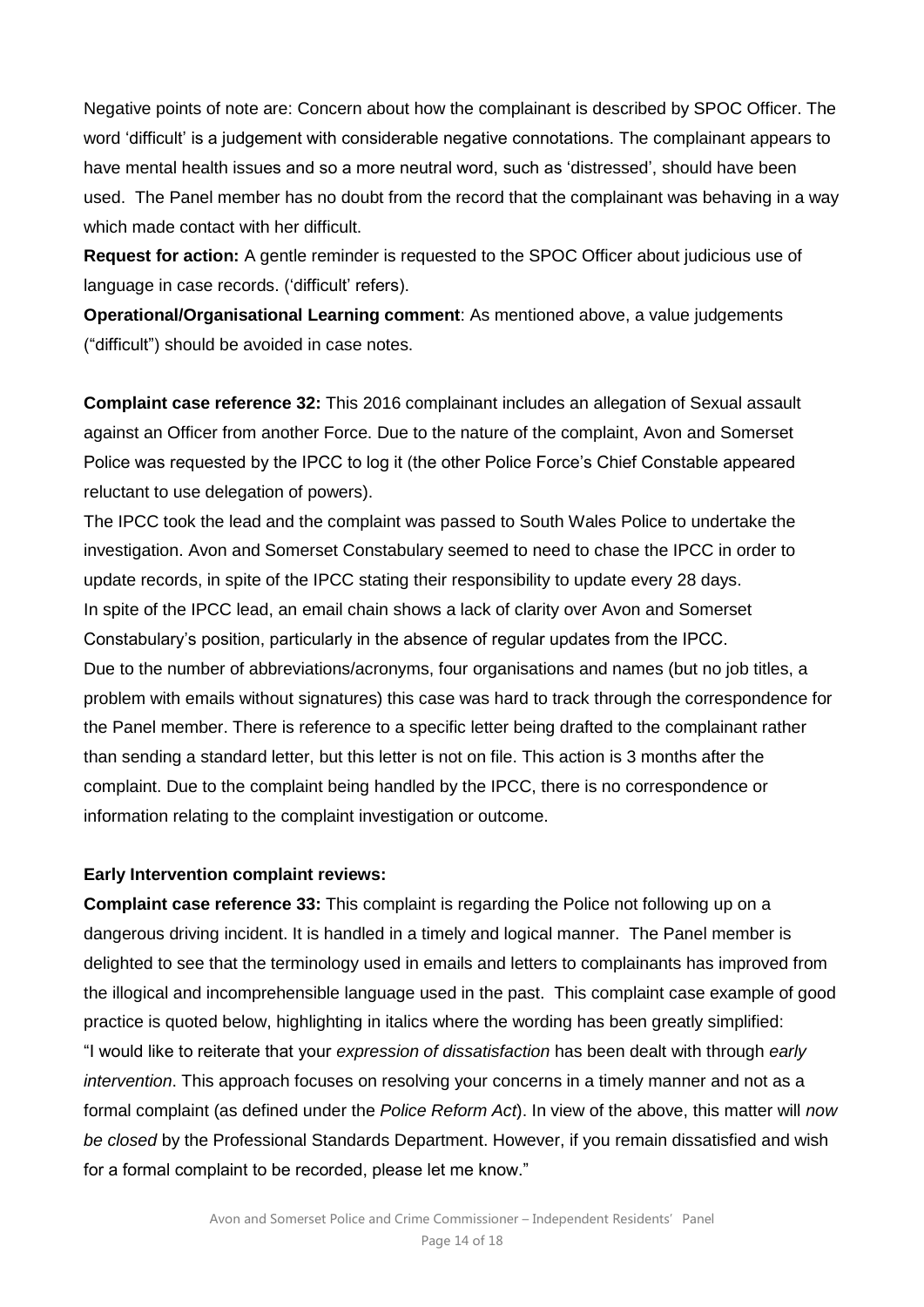Negative points of note are: Concern about how the complainant is described by SPOC Officer. The word 'difficult' is a judgement with considerable negative connotations. The complainant appears to have mental health issues and so a more neutral word, such as 'distressed', should have been used. The Panel member has no doubt from the record that the complainant was behaving in a way which made contact with her difficult.

**Request for action:** A gentle reminder is requested to the SPOC Officer about judicious use of language in case records. ('difficult' refers).

**Operational/Organisational Learning comment**: As mentioned above, a value judgements ("difficult") should be avoided in case notes.

**Complaint case reference 32:** This 2016 complainant includes an allegation of Sexual assault against an Officer from another Force. Due to the nature of the complaint, Avon and Somerset Police was requested by the IPCC to log it (the other Police Force's Chief Constable appeared reluctant to use delegation of powers).

The IPCC took the lead and the complaint was passed to South Wales Police to undertake the investigation. Avon and Somerset Constabulary seemed to need to chase the IPCC in order to update records, in spite of the IPCC stating their responsibility to update every 28 days.

In spite of the IPCC lead, an email chain shows a lack of clarity over Avon and Somerset Constabulary's position, particularly in the absence of regular updates from the IPCC.

Due to the number of abbreviations/acronyms, four organisations and names (but no job titles, a problem with emails without signatures) this case was hard to track through the correspondence for the Panel member. There is reference to a specific letter being drafted to the complainant rather than sending a standard letter, but this letter is not on file. This action is 3 months after the complaint. Due to the complaint being handled by the IPCC, there is no correspondence or information relating to the complaint investigation or outcome.

**Early Intervention complaint reviews:**

**Complaint case reference 33:** This complaint is regarding the Police not following up on a dangerous driving incident. It is handled in a timely and logical manner. The Panel member is delighted to see that the terminology used in emails and letters to complainants has improved from the illogical and incomprehensible language used in the past. This complaint case example of good practice is quoted below, highlighting in italics where the wording has been greatly simplified:

"I would like to reiterate that your *expression of dissatisfaction* has been dealt with through *early intervention*. This approach focuses on resolving your concerns in a timely manner and not as a formal complaint (as defined under the *Police Reform Act*). In view of the above, this matter will *now be closed* by the Professional Standards Department. However, if you remain dissatisfied and wish for a formal complaint to be recorded, please let me know."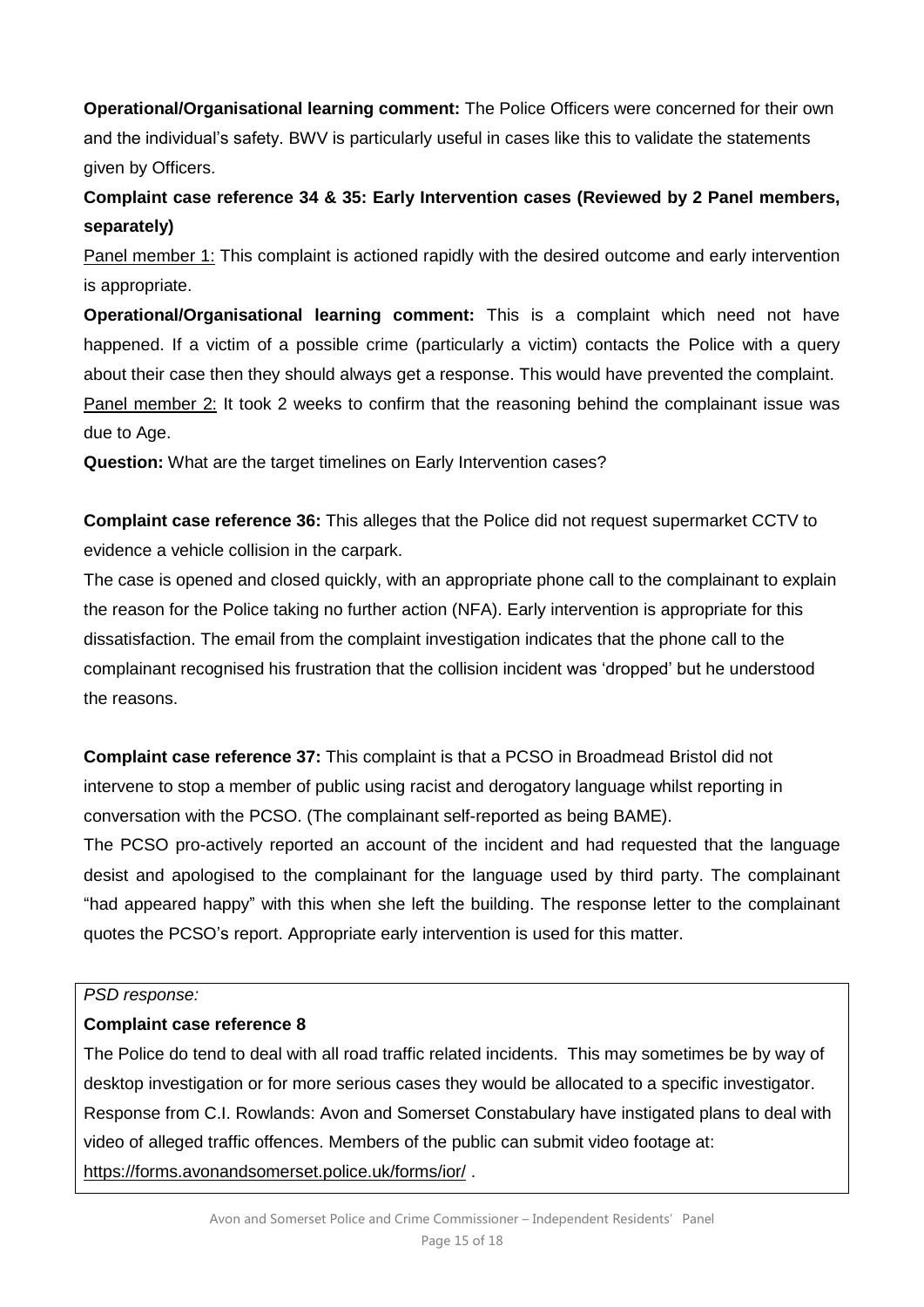**Operational/Organisational learning comment:** The Police Officers were concerned for their own and the individual's safety. BWV is particularly useful in cases like this to validate the statements given by Officers.

**Complaint case reference 34 & 35: Early Intervention cases (Reviewed by 2 Panel members, separately)**

Panel member 1: This complaint is actioned rapidly with the desired outcome and early intervention is appropriate.

**Operational/Organisational learning comment:** This is a complaint which need not have happened. If a victim of a possible crime (particularly a victim) contacts the Police with a query about their case then they should always get a response. This would have prevented the complaint.

Panel member 2: It took 2 weeks to confirm that the reasoning behind the complainant issue was due to Age.

**Question:** What are the target timelines on Early Intervention cases?

**Complaint case reference 36:** This alleges that the Police did not request supermarket CCTV to evidence a vehicle collision in the carpark.

The case is opened and closed quickly, with an appropriate phone call to the complainant to explain the reason for the Police taking no further action (NFA). Early intervention is appropriate for this dissatisfaction. The email from the complaint investigation indicates that the phone call to the complainant recognised his frustration that the collision incident was 'dropped' but he understood the reasons.

**Complaint case reference 37:** This complaint is that a PCSO in Broadmead Bristol did not intervene to stop a member of public using racist and derogatory language whilst reporting in conversation with the PCSO. (The complainant self-reported as being BAME).

The PCSO pro-actively reported an account of the incident and had requested that the language desist and apologised to the complainant for the language used by third party. The complainant "had appeared happy" with this when she left the building. The response letter to the complainant quotes the PCSO's report. Appropriate early intervention is used for this matter.

*PSD response:*

**Complaint case reference 8**

The Police do tend to deal with all road traffic related incidents. This may sometimes be by way of desktop investigation or for more serious cases they would be allocated to a specific investigator.

Response from C.I. Rowlands: Avon and Somerset Constabulary have instigated plans to deal with video of alleged traffic offences. Members of the public can submit video footage at: https://forms.avonandsomerset.police.uk/forms/ior/ .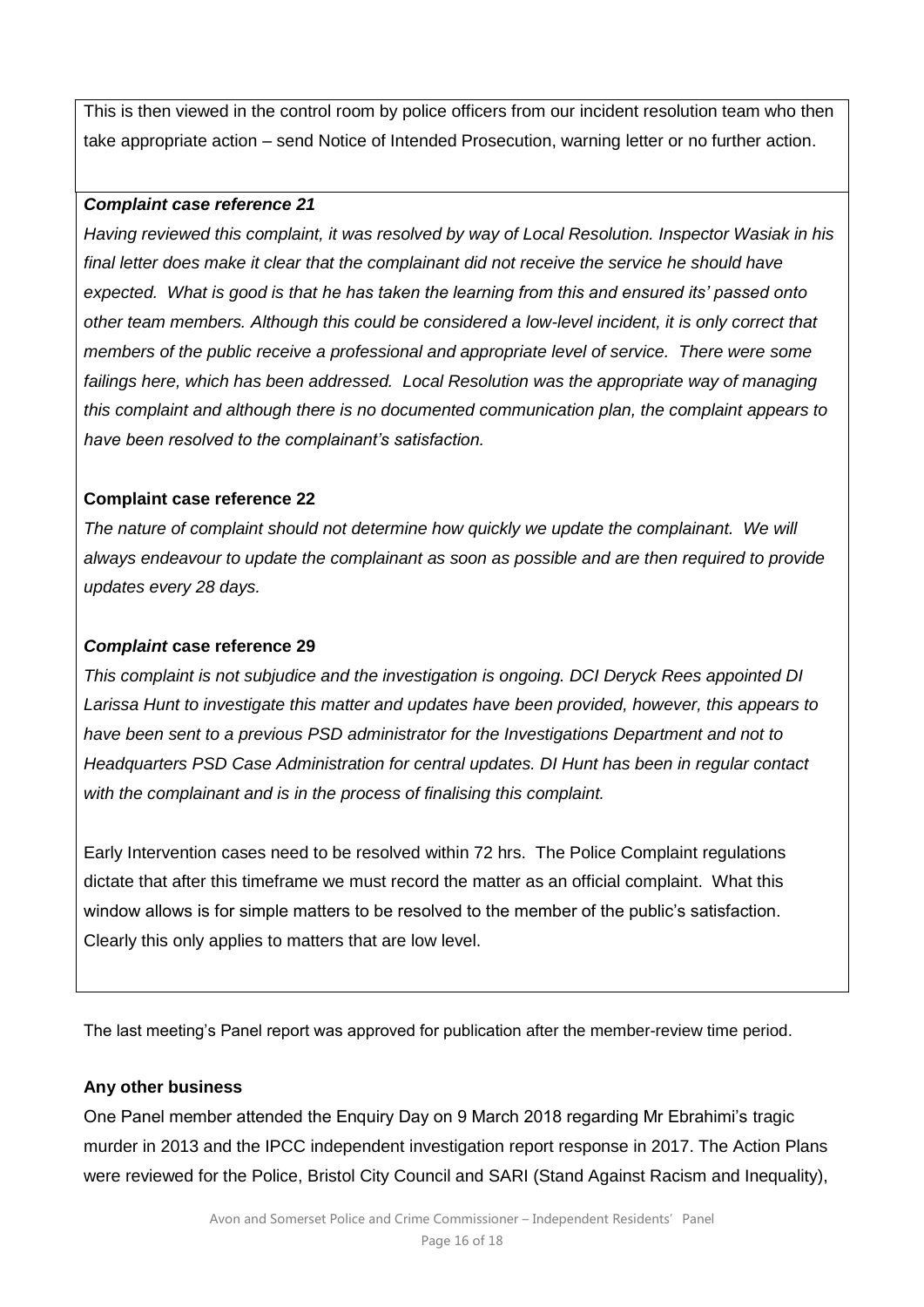This is then viewed in the control room by police officers from our incident resolution team who then take appropriate action – send Notice of Intended Prosecution, warning letter or no further action.

***Complaint case reference 21***

*Having reviewed this complaint, it was resolved by way of Local Resolution. Inspector Wasiak in his final letter does make it clear that the complainant did not receive the service he should have expected. What is good is that he has taken the learning from this and ensured its' passed onto other team members. Although this could be considered a low-level incident, it is only correct that members of the public receive a professional and appropriate level of service. There were some failings here, which has been addressed. Local Resolution was the appropriate way of managing this complaint and although there is no documented communication plan, the complaint appears to have been resolved to the complainant's satisfaction.*

**Complaint case reference 22**

*The nature of complaint should not determine how quickly we update the complainant. We will always endeavour to update the complainant as soon as possible and are then required to provide updates every 28 days.*

***Complaint* case reference 29**

*This complaint is not subjudice and the investigation is ongoing. DCI Deryck Rees appointed DI Larissa Hunt to investigate this matter and updates have been provided, however, this appears to have been sent to a previous PSD administrator for the Investigations Department and not to Headquarters PSD Case Administration for central updates. DI Hunt has been in regular contact with the complainant and is in the process of finalising this complaint.*

Early Intervention cases need to be resolved within 72 hrs. The Police Complaint regulations dictate that after this timeframe we must record the matter as an official complaint. What this window allows is for simple matters to be resolved to the member of the public's satisfaction. Clearly this only applies to matters that are low level.

The last meeting's Panel report was approved for publication after the member-review time period.

**Any other business**

One Panel member attended the Enquiry Day on 9 March 2018 regarding Mr Ebrahimi's tragic murder in 2013 and the IPCC independent investigation report response in 2017. The Action Plans were reviewed for the Police, Bristol City Council and SARI (Stand Against Racism and Inequality),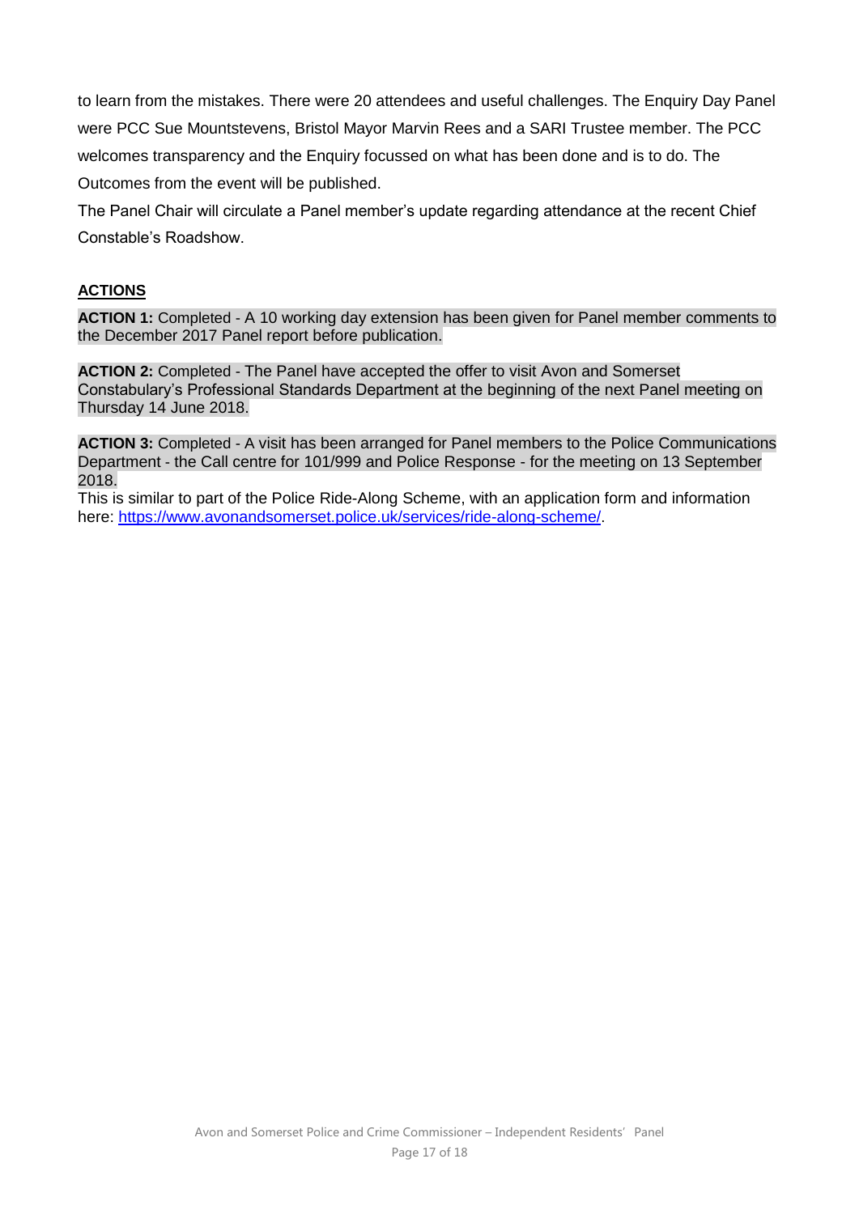to learn from the mistakes. There were 20 attendees and useful challenges. The Enquiry Day Panel were PCC Sue Mountstevens, Bristol Mayor Marvin Rees and a SARI Trustee member. The PCC welcomes transparency and the Enquiry focussed on what has been done and is to do. The Outcomes from the event will be published.

The Panel Chair will circulate a Panel member's update regarding attendance at the recent Chief Constable's Roadshow.

## ACTIONS

**ACTION 1:** Completed - A 10 working day extension has been given for Panel member comments to the December 2017 Panel report before publication.

**ACTION 2:** Completed - The Panel have accepted the offer to visit Avon and Somerset Constabulary's Professional Standards Department at the beginning of the next Panel meeting on Thursday 14 June 2018.

**ACTION 3:** Completed - A visit has been arranged for Panel members to the Police Communications Department - the Call centre for 101/999 and Police Response - for the meeting on 13 September 2018.
This is similar to part of the Police Ride-Along Scheme, with an application form and information here: [https://www.avonandsomerset.police.uk/services/ride-along-scheme/](https://www.avonandsomerset.police.uk/services/ride-along-scheme/).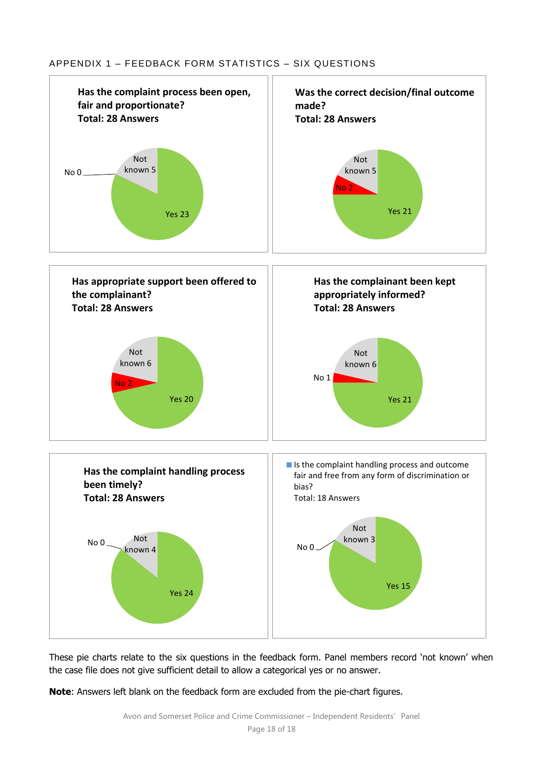## APPENDIX 1 – FEEDBACK FORM STATISTICS – SIX QUESTIONS

**Has the complaint process been open, fair and proportionate?**
**Total: 28 Answers**

No 0
Not known 5
Yes 23

**Was the correct decision/final outcome made?**
**Total: 28 Answers**

Not known 5
No 2
Yes 21

**Has appropriate support been offered to the complainant?**
**Total: 28 Answers**

Not known 6
No 2
Yes 20

**Has the complainant been kept appropriately informed?**
**Total: 28 Answers**

Not known 6
No 1
Yes 21

**Has the complaint handling process been timely?**
**Total: 28 Answers**

No 0
Not known 4
Yes 24

Is the complaint handling process and outcome fair and free from any form of discrimination or bias?
Total: 18 Answers

Not known 3
No 0
Yes 15

These pie charts relate to the six questions in the feedback form. Panel members record 'not known' when the case file does not give sufficient detail to allow a categorical yes or no answer.

**Note**: Answers left blank on the feedback form are excluded from the pie-chart figures.